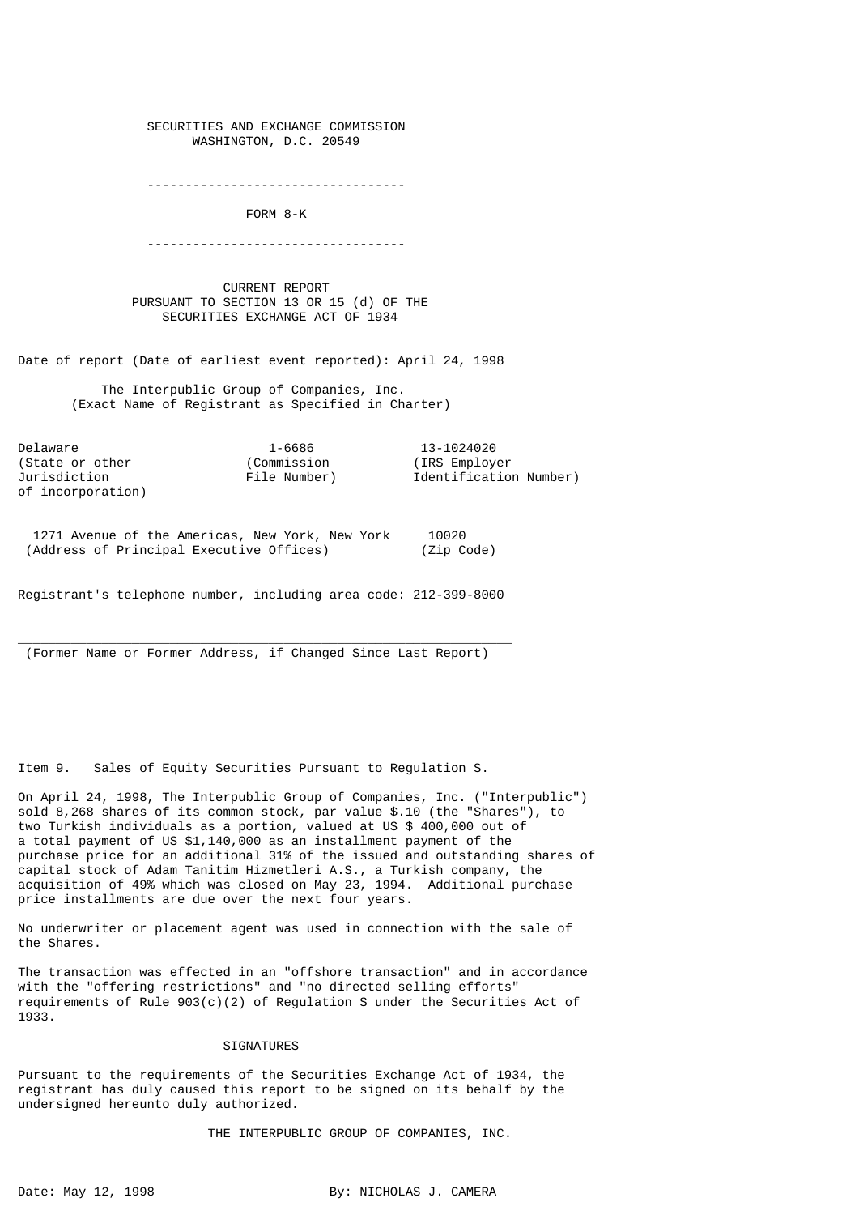SECURITIES AND EXCHANGE COMMISSION
WASHINGTON, D.C. 20549

---

# FORM 8-K

---

CURRENT REPORT
PURSUANT TO SECTION 13 OR 15 (d) OF THE
SECURITIES EXCHANGE ACT OF 1934

Date of report (Date of earliest event reported): April 24, 1998

The Interpublic Group of Companies, Inc.
(Exact Name of Registrant as Specified in Charter)

| Delaware | 1-6686 | 13-1024020 |
|---|---|---|
| (State or other Jurisdiction of incorporation) | (Commission File Number) | (IRS Employer Identification Number) |

| 1271 Avenue of the Americas, New York, New York | 10020 |
|---|---|
| (Address of Principal Executive Offices) | (Zip Code) |

Registrant's telephone number, including area code: 212-399-8000

\_\_\_\_\_\_\_\_\_\_\_\_\_\_\_\_\_\_\_\_\_\_\_\_\_\_\_\_\_\_\_\_\_\_\_\_\_\_\_\_\_\_\_\_\_\_\_\_\_\_\_\_\_\_\_\_\_\_\_\_\_\_\_\_\_
(Former Name or Former Address, if Changed Since Last Report)

Item 9. Sales of Equity Securities Pursuant to Regulation S.

On April 24, 1998, The Interpublic Group of Companies, Inc. ("Interpublic") sold 8,268 shares of its common stock, par value $.10 (the "Shares"), to two Turkish individuals as a portion, valued at US $ 400,000 out of a total payment of US $1,140,000 as an installment payment of the purchase price for an additional 31% of the issued and outstanding shares of capital stock of Adam Tanitim Hizmetleri A.S., a Turkish company, the acquisition of 49% which was closed on May 23, 1994. Additional purchase price installments are due over the next four years.

No underwriter or placement agent was used in connection with the sale of the Shares.

The transaction was effected in an "offshore transaction" and in accordance with the "offering restrictions" and "no directed selling efforts" requirements of Rule 903(c)(2) of Regulation S under the Securities Act of 1933.

SIGNATURES

Pursuant to the requirements of the Securities Exchange Act of 1934, the registrant has duly caused this report to be signed on its behalf by the undersigned hereunto duly authorized.

THE INTERPUBLIC GROUP OF COMPANIES, INC.

Date: May 12, 1998 By: NICHOLAS J. CAMERA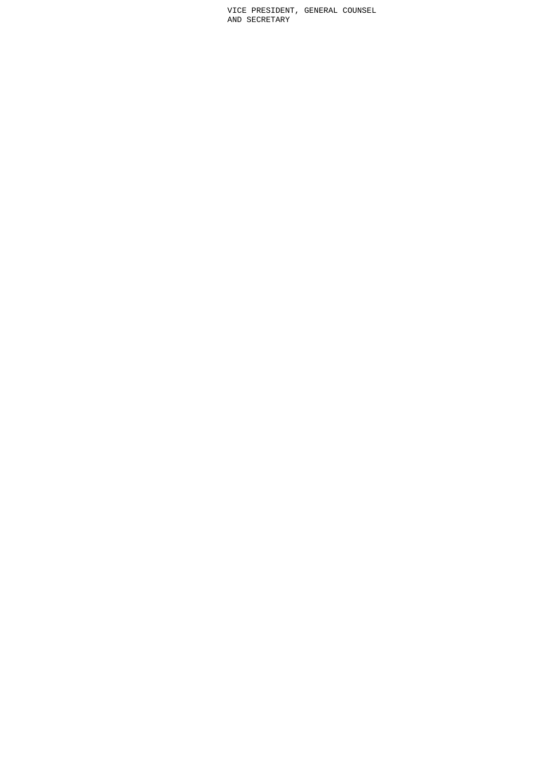VICE PRESIDENT, GENERAL COUNSEL
AND SECRETARY